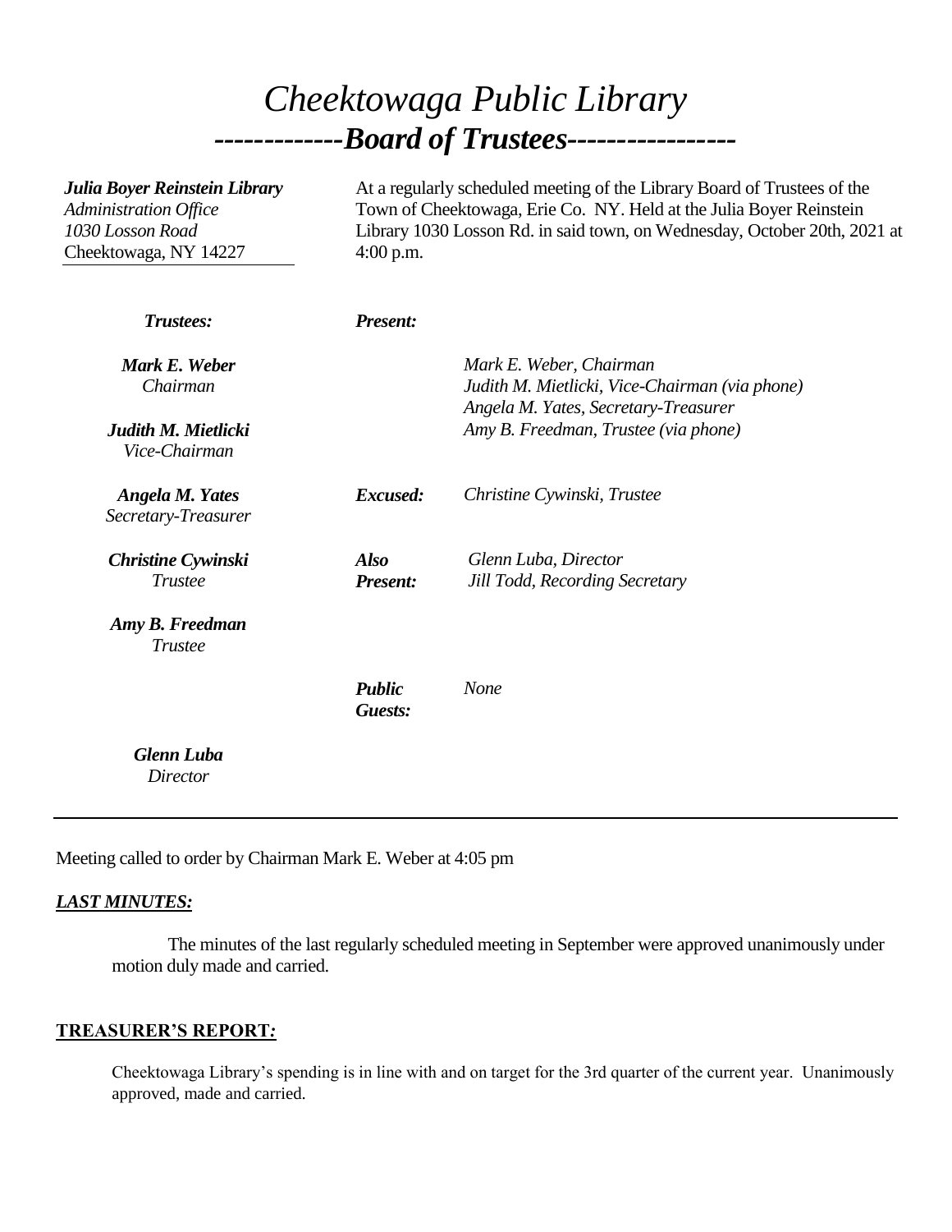# *Cheektowaga Public Library*

## *-------------Board of Trustees-----------------*

***Julia Boyer Reinstein Library***
*Administration Office*
*1030 Losson Road*
Cheektowaga, NY 14227

At a regularly scheduled meeting of the Library Board of Trustees of the Town of Cheektowaga, Erie Co. NY. Held at the Julia Boyer Reinstein Library 1030 Losson Rd. in said town, on Wednesday, October 20th, 2021 at 4:00 p.m.

| ***Trustees:*** | ***Present:*** | |
|---|---|---|
| ***Mark E. Weber*** *Chairman* | | *Mark E. Weber, Chairman* *Judith M. Mietlicki, Vice-Chairman (via phone)* *Angela M. Yates, Secretary-Treasurer* *Amy B. Freedman, Trustee (via phone)* |
| ***Judith M. Mietlicki*** *Vice-Chairman* | | |
| ***Angela M. Yates*** *Secretary-Treasurer* | ***Excused:*** | *Christine Cywinski, Trustee* |
| ***Christine Cywinski*** *Trustee* | ***Also Present:*** | *Glenn Luba, Director* *Jill Todd, Recording Secretary* |
| ***Amy B. Freedman*** *Trustee* | | |
| | ***Public Guests:*** | *None* |
| ***Glenn Luba*** *Director* | | |

Meeting called to order by Chairman Mark E. Weber at 4:05 pm

***LAST MINUTES:***

The minutes of the last regularly scheduled meeting in September were approved unanimously under motion duly made and carried.

**TREASURER'S REPORT*:***

Cheektowaga Library's spending is in line with and on target for the 3rd quarter of the current year. Unanimously approved, made and carried.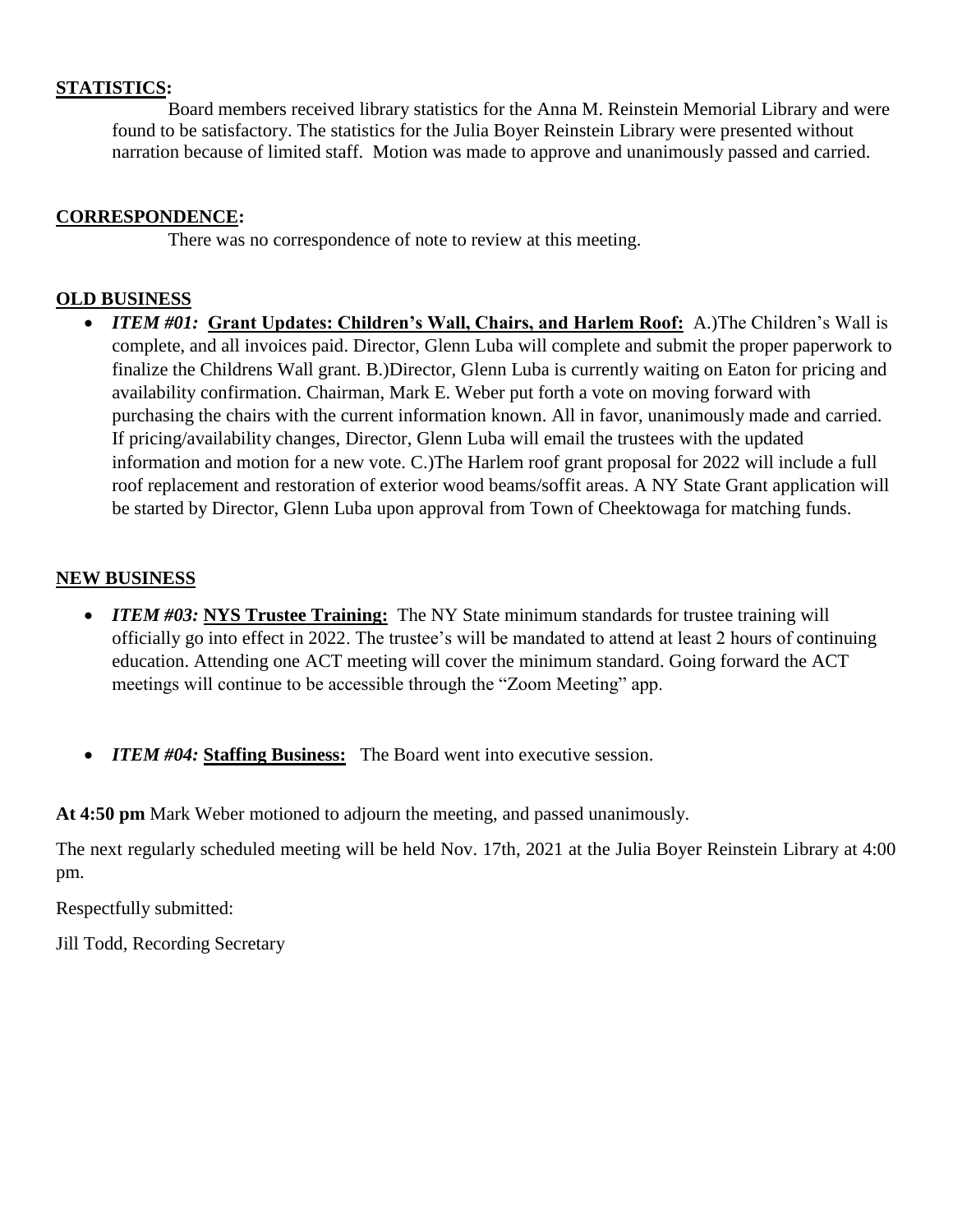**STATISTICS:**

Board members received library statistics for the Anna M. Reinstein Memorial Library and were found to be satisfactory. The statistics for the Julia Boyer Reinstein Library were presented without narration because of limited staff. Motion was made to approve and unanimously passed and carried.

**CORRESPONDENCE:**

There was no correspondence of note to review at this meeting.

**OLD BUSINESS**

- ***ITEM #01:*** **Grant Updates: Children's Wall, Chairs, and Harlem Roof:** A.)The Children's Wall is complete, and all invoices paid. Director, Glenn Luba will complete and submit the proper paperwork to finalize the Childrens Wall grant. B.)Director, Glenn Luba is currently waiting on Eaton for pricing and availability confirmation. Chairman, Mark E. Weber put forth a vote on moving forward with purchasing the chairs with the current information known. All in favor, unanimously made and carried. If pricing/availability changes, Director, Glenn Luba will email the trustees with the updated information and motion for a new vote. C.)The Harlem roof grant proposal for 2022 will include a full roof replacement and restoration of exterior wood beams/soffit areas. A NY State Grant application will be started by Director, Glenn Luba upon approval from Town of Cheektowaga for matching funds.

**NEW BUSINESS**

- ***ITEM #03:*** **NYS Trustee Training:** The NY State minimum standards for trustee training will officially go into effect in 2022. The trustee's will be mandated to attend at least 2 hours of continuing education. Attending one ACT meeting will cover the minimum standard. Going forward the ACT meetings will continue to be accessible through the "Zoom Meeting" app.

- ***ITEM #04:*** **Staffing Business:** The Board went into executive session.

**At 4:50 pm** Mark Weber motioned to adjourn the meeting, and passed unanimously.

The next regularly scheduled meeting will be held Nov. 17th, 2021 at the Julia Boyer Reinstein Library at 4:00 pm.

Respectfully submitted:

Jill Todd, Recording Secretary